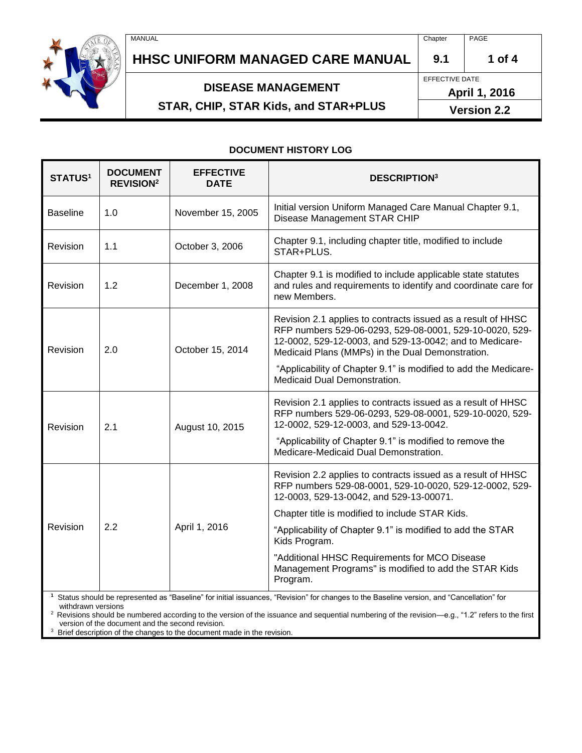# HHSC UNIFORM MANAGED CARE MANUAL

| MANUAL | Chapter | PAGE |
|---|---|---|
| HHSC UNIFORM MANAGED CARE MANUAL | 9.1 | 1 of 4 |
| DISEASE MANAGEMENT STAR, CHIP, STAR Kids, and STAR+PLUS | EFFECTIVE DATE April 1, 2016 | Version 2.2 |

## DOCUMENT HISTORY LOG

| STATUS[1] | DOCUMENT REVISION[2] | EFFECTIVE DATE | DESCRIPTION[3] |
|---|---|---|---|
| Baseline | 1.0 | November 15, 2005 | Initial version Uniform Managed Care Manual Chapter 9.1, Disease Management STAR CHIP |
| Revision | 1.1 | October 3, 2006 | Chapter 9.1, including chapter title, modified to include STAR+PLUS. |
| Revision | 1.2 | December 1, 2008 | Chapter 9.1 is modified to include applicable state statutes and rules and requirements to identify and coordinate care for new Members. |
| Revision | 2.0 | October 15, 2014 | Revision 2.1 applies to contracts issued as a result of HHSC RFP numbers 529-06-0293, 529-08-0001, 529-10-0020, 529-12-0002, 529-12-0003, and 529-13-0042; and to Medicare-Medicaid Plans (MMPs) in the Dual Demonstration.<br><br>"Applicability of Chapter 9.1" is modified to add the Medicare-Medicaid Dual Demonstration. |
| Revision | 2.1 | August 10, 2015 | Revision 2.1 applies to contracts issued as a result of HHSC RFP numbers 529-06-0293, 529-08-0001, 529-10-0020, 529-12-0002, 529-12-0003, and 529-13-0042.<br><br>"Applicability of Chapter 9.1" is modified to remove the Medicare-Medicaid Dual Demonstration. |
| Revision | 2.2 | April 1, 2016 | Revision 2.2 applies to contracts issued as a result of HHSC RFP numbers 529-08-0001, 529-10-0020, 529-12-0002, 529-12-0003, 529-13-0042, and 529-13-00071.<br><br>Chapter title is modified to include STAR Kids.<br><br>"Applicability of Chapter 9.1" is modified to add the STAR Kids Program.<br><br>"Additional HHSC Requirements for MCO Disease Management Programs" is modified to add the STAR Kids Program. |

[1] Status should be represented as "Baseline" for initial issuances, "Revision" for changes to the Baseline version, and "Cancellation" for withdrawn versions

[2] Revisions should be numbered according to the version of the issuance and sequential numbering of the revision—e.g., "1.2" refers to the first version of the document and the second revision.

[3] Brief description of the changes to the document made in the revision.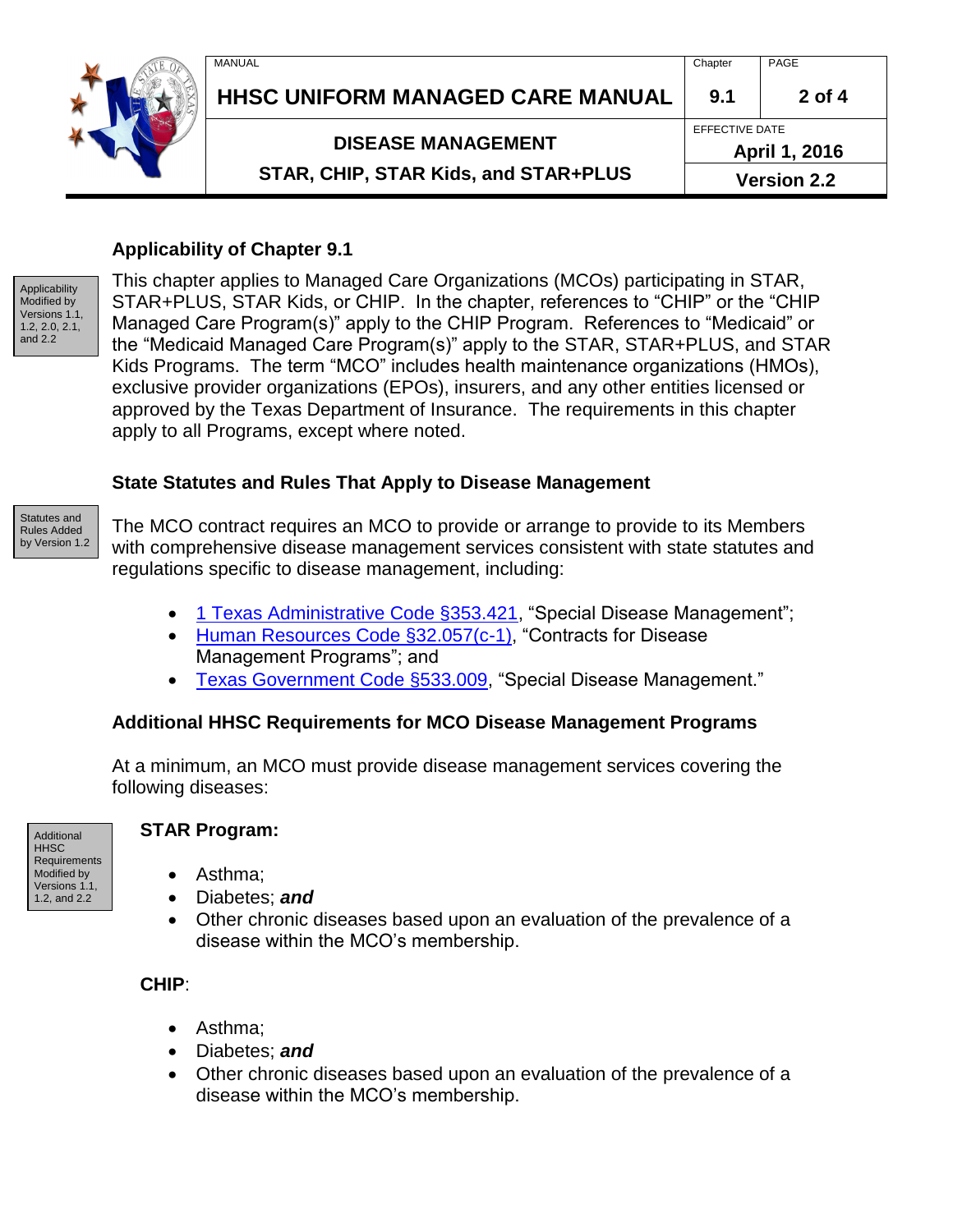### Applicability of Chapter 9.1

Applicability Modified by Versions 1.1, 1.2, 2.0, 2.1, and 2.2

This chapter applies to Managed Care Organizations (MCOs) participating in STAR, STAR+PLUS, STAR Kids, or CHIP. In the chapter, references to "CHIP" or the "CHIP Managed Care Program(s)" apply to the CHIP Program. References to "Medicaid" or the "Medicaid Managed Care Program(s)" apply to the STAR, STAR+PLUS, and STAR Kids Programs. The term "MCO" includes health maintenance organizations (HMOs), exclusive provider organizations (EPOs), insurers, and any other entities licensed or approved by the Texas Department of Insurance. The requirements in this chapter apply to all Programs, except where noted.

### State Statutes and Rules That Apply to Disease Management

Statutes and Rules Added by Version 1.2

The MCO contract requires an MCO to provide or arrange to provide to its Members with comprehensive disease management services consistent with state statutes and regulations specific to disease management, including:

- 1 Texas Administrative Code §353.421, "Special Disease Management";
- Human Resources Code §32.057(c-1), "Contracts for Disease Management Programs"; and
- Texas Government Code §533.009, "Special Disease Management."

### Additional HHSC Requirements for MCO Disease Management Programs

At a minimum, an MCO must provide disease management services covering the following diseases:

Additional HHSC Requirements Modified by Versions 1.1, 1.2, and 2.2

**STAR Program:**

- Asthma;
- Diabetes; ***and***
- Other chronic diseases based upon an evaluation of the prevalence of a disease within the MCO's membership.

**CHIP**:

- Asthma;
- Diabetes; ***and***
- Other chronic diseases based upon an evaluation of the prevalence of a disease within the MCO's membership.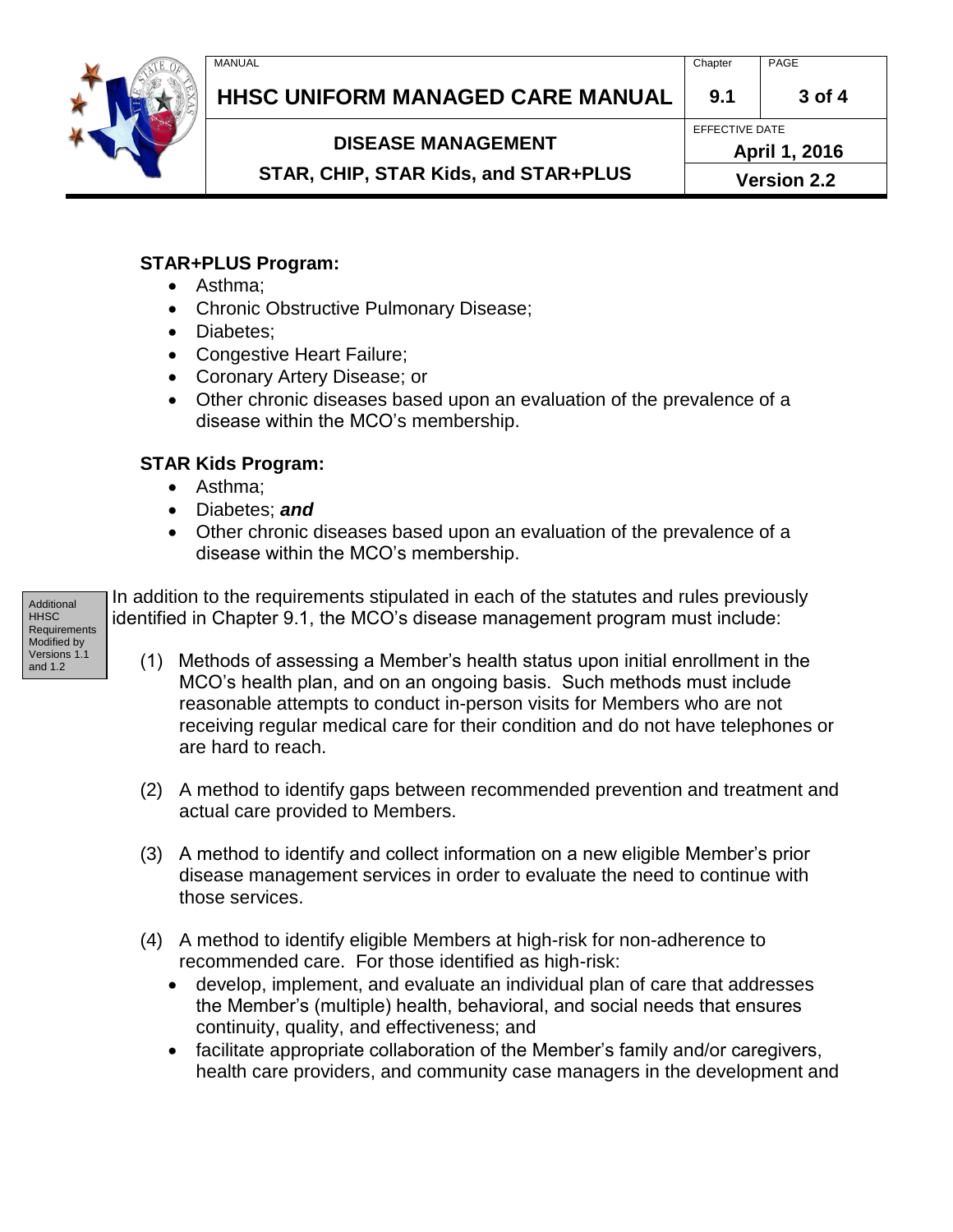**STAR+PLUS Program:**

- Asthma;
- Chronic Obstructive Pulmonary Disease;
- Diabetes;
- Congestive Heart Failure;
- Coronary Artery Disease; or
- Other chronic diseases based upon an evaluation of the prevalence of a disease within the MCO's membership.

**STAR Kids Program:**

- Asthma;
- Diabetes; ***and***
- Other chronic diseases based upon an evaluation of the prevalence of a disease within the MCO's membership.

Additional HHSC Requirements Modified by Versions 1.1 and 1.2

In addition to the requirements stipulated in each of the statutes and rules previously identified in Chapter 9.1, the MCO's disease management program must include:

(1) Methods of assessing a Member's health status upon initial enrollment in the MCO's health plan, and on an ongoing basis. Such methods must include reasonable attempts to conduct in-person visits for Members who are not receiving regular medical care for their condition and do not have telephones or are hard to reach.

(2) A method to identify gaps between recommended prevention and treatment and actual care provided to Members.

(3) A method to identify and collect information on a new eligible Member's prior disease management services in order to evaluate the need to continue with those services.

(4) A method to identify eligible Members at high-risk for non-adherence to recommended care. For those identified as high-risk:

- develop, implement, and evaluate an individual plan of care that addresses the Member's (multiple) health, behavioral, and social needs that ensures continuity, quality, and effectiveness; and
- facilitate appropriate collaboration of the Member's family and/or caregivers, health care providers, and community case managers in the development and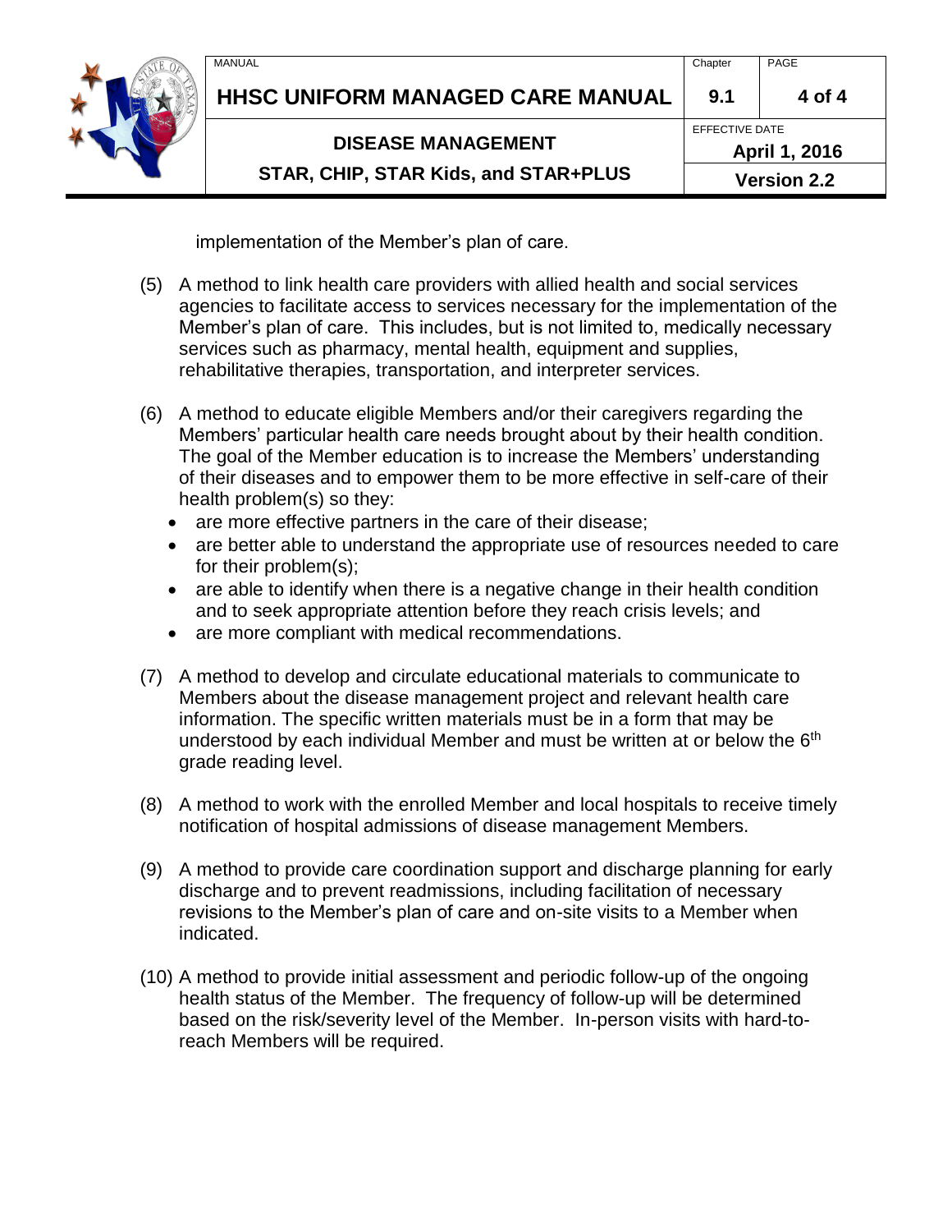implementation of the Member's plan of care.

(5) A method to link health care providers with allied health and social services agencies to facilitate access to services necessary for the implementation of the Member's plan of care. This includes, but is not limited to, medically necessary services such as pharmacy, mental health, equipment and supplies, rehabilitative therapies, transportation, and interpreter services.

(6) A method to educate eligible Members and/or their caregivers regarding the Members' particular health care needs brought about by their health condition. The goal of the Member education is to increase the Members' understanding of their diseases and to empower them to be more effective in self-care of their health problem(s) so they:

- are more effective partners in the care of their disease;
- are better able to understand the appropriate use of resources needed to care for their problem(s);
- are able to identify when there is a negative change in their health condition and to seek appropriate attention before they reach crisis levels; and
- are more compliant with medical recommendations.

(7) A method to develop and circulate educational materials to communicate to Members about the disease management project and relevant health care information. The specific written materials must be in a form that may be understood by each individual Member and must be written at or below the 6th grade reading level.

(8) A method to work with the enrolled Member and local hospitals to receive timely notification of hospital admissions of disease management Members.

(9) A method to provide care coordination support and discharge planning for early discharge and to prevent readmissions, including facilitation of necessary revisions to the Member's plan of care and on-site visits to a Member when indicated.

(10) A method to provide initial assessment and periodic follow-up of the ongoing health status of the Member. The frequency of follow-up will be determined based on the risk/severity level of the Member. In-person visits with hard-to-reach Members will be required.